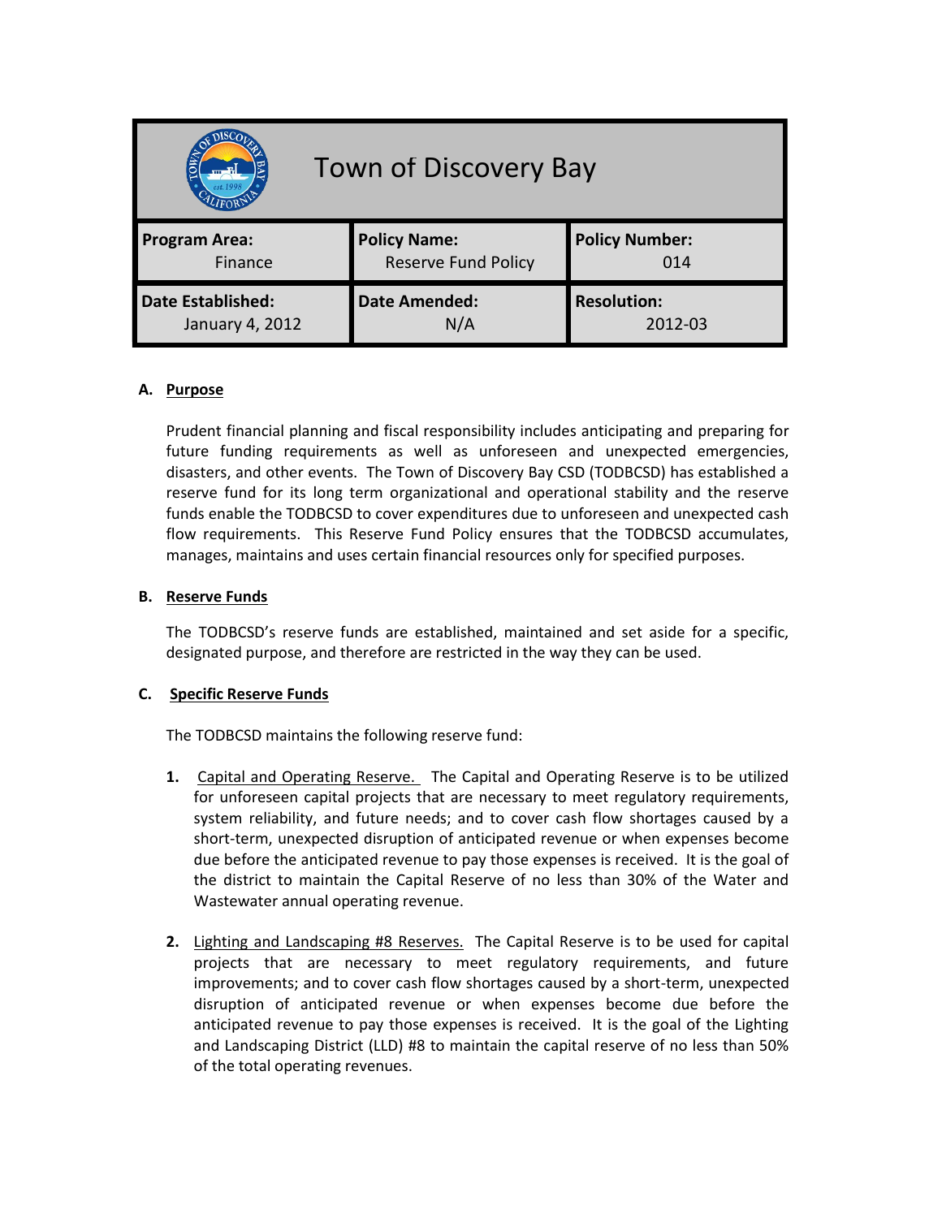# Town of Discovery Bay

| Program Area: Finance | Policy Name: Reserve Fund Policy | Policy Number: 014 |
|---|---|---|
| **Date Established:** January 4, 2012 | **Date Amended:** N/A | **Resolution:** 2012-03 |

## A. Purpose

Prudent financial planning and fiscal responsibility includes anticipating and preparing for future funding requirements as well as unforeseen and unexpected emergencies, disasters, and other events. The Town of Discovery Bay CSD (TODBCSD) has established a reserve fund for its long term organizational and operational stability and the reserve funds enable the TODBCSD to cover expenditures due to unforeseen and unexpected cash flow requirements. This Reserve Fund Policy ensures that the TODBCSD accumulates, manages, maintains and uses certain financial resources only for specified purposes.

## B. Reserve Funds

The TODBCSD's reserve funds are established, maintained and set aside for a specific, designated purpose, and therefore are restricted in the way they can be used.

## C. Specific Reserve Funds

The TODBCSD maintains the following reserve fund:

1. Capital and Operating Reserve. The Capital and Operating Reserve is to be utilized for unforeseen capital projects that are necessary to meet regulatory requirements, system reliability, and future needs; and to cover cash flow shortages caused by a short-term, unexpected disruption of anticipated revenue or when expenses become due before the anticipated revenue to pay those expenses is received. It is the goal of the district to maintain the Capital Reserve of no less than 30% of the Water and Wastewater annual operating revenue.

2. Lighting and Landscaping #8 Reserves. The Capital Reserve is to be used for capital projects that are necessary to meet regulatory requirements, and future improvements; and to cover cash flow shortages caused by a short-term, unexpected disruption of anticipated revenue or when expenses become due before the anticipated revenue to pay those expenses is received. It is the goal of the Lighting and Landscaping District (LLD) #8 to maintain the capital reserve of no less than 50% of the total operating revenues.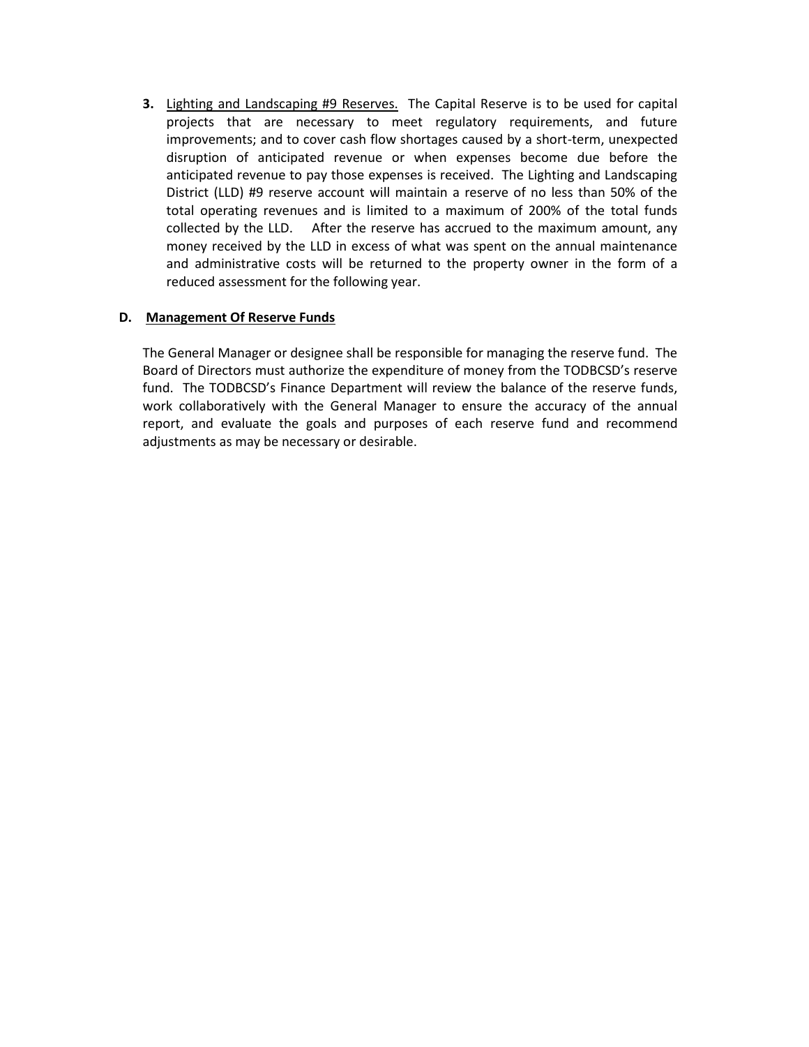3. Lighting and Landscaping #9 Reserves. The Capital Reserve is to be used for capital projects that are necessary to meet regulatory requirements, and future improvements; and to cover cash flow shortages caused by a short-term, unexpected disruption of anticipated revenue or when expenses become due before the anticipated revenue to pay those expenses is received. The Lighting and Landscaping District (LLD) #9 reserve account will maintain a reserve of no less than 50% of the total operating revenues and is limited to a maximum of 200% of the total funds collected by the LLD. After the reserve has accrued to the maximum amount, any money received by the LLD in excess of what was spent on the annual maintenance and administrative costs will be returned to the property owner in the form of a reduced assessment for the following year.

## D. Management Of Reserve Funds

The General Manager or designee shall be responsible for managing the reserve fund. The Board of Directors must authorize the expenditure of money from the TODBCSD's reserve fund. The TODBCSD's Finance Department will review the balance of the reserve funds, work collaboratively with the General Manager to ensure the accuracy of the annual report, and evaluate the goals and purposes of each reserve fund and recommend adjustments as may be necessary or desirable.